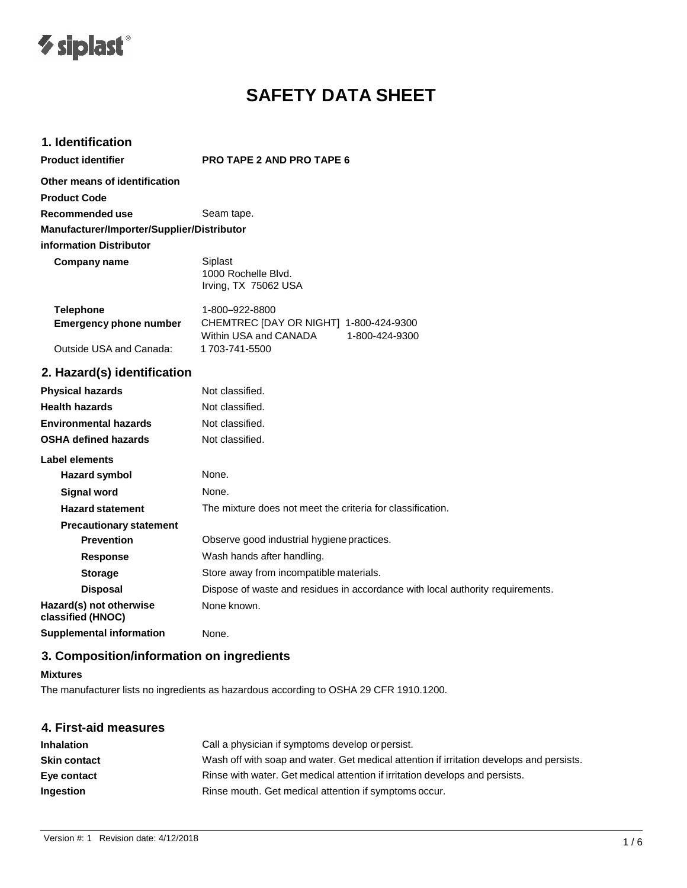# SAFETY DATA SHEET

## 1. Identification

**Product identifier** **PRO TAPE 2 AND PRO TAPE 6**

**Other means of identification**

**Product Code**

**Recommended use** Seam tape.

**Manufacturer/Importer/Supplier/Distributor information Distributor**

**Company name** Siplast
1000 Rochelle Blvd.
Irving, TX 75062 USA

**Telephone** 1-800–922-8800

**Emergency phone number** CHEMTREC [DAY OR NIGHT] 1-800-424-9300
Within USA and CANADA 1-800-424-9300

Outside USA and Canada: 1 703-741-5500

## 2. Hazard(s) identification

**Physical hazards** Not classified.

**Health hazards** Not classified.

**Environmental hazards** Not classified.

**OSHA defined hazards** Not classified.

**Label elements**

**Hazard symbol** None.

**Signal word** None.

**Hazard statement** The mixture does not meet the criteria for classification.

**Precautionary statement**

**Prevention** Observe good industrial hygiene practices.

**Response** Wash hands after handling.

**Storage** Store away from incompatible materials.

**Disposal** Dispose of waste and residues in accordance with local authority requirements.

**Hazard(s) not otherwise classified (HNOC)** None known.

**Supplemental information** None.

## 3. Composition/information on ingredients

**Mixtures**

The manufacturer lists no ingredients as hazardous according to OSHA 29 CFR 1910.1200.

## 4. First-aid measures

**Inhalation** Call a physician if symptoms develop or persist.

**Skin contact** Wash off with soap and water. Get medical attention if irritation develops and persists.

**Eye contact** Rinse with water. Get medical attention if irritation develops and persists.

**Ingestion** Rinse mouth. Get medical attention if symptoms occur.

Version #: 1 Revision date: 4/12/2018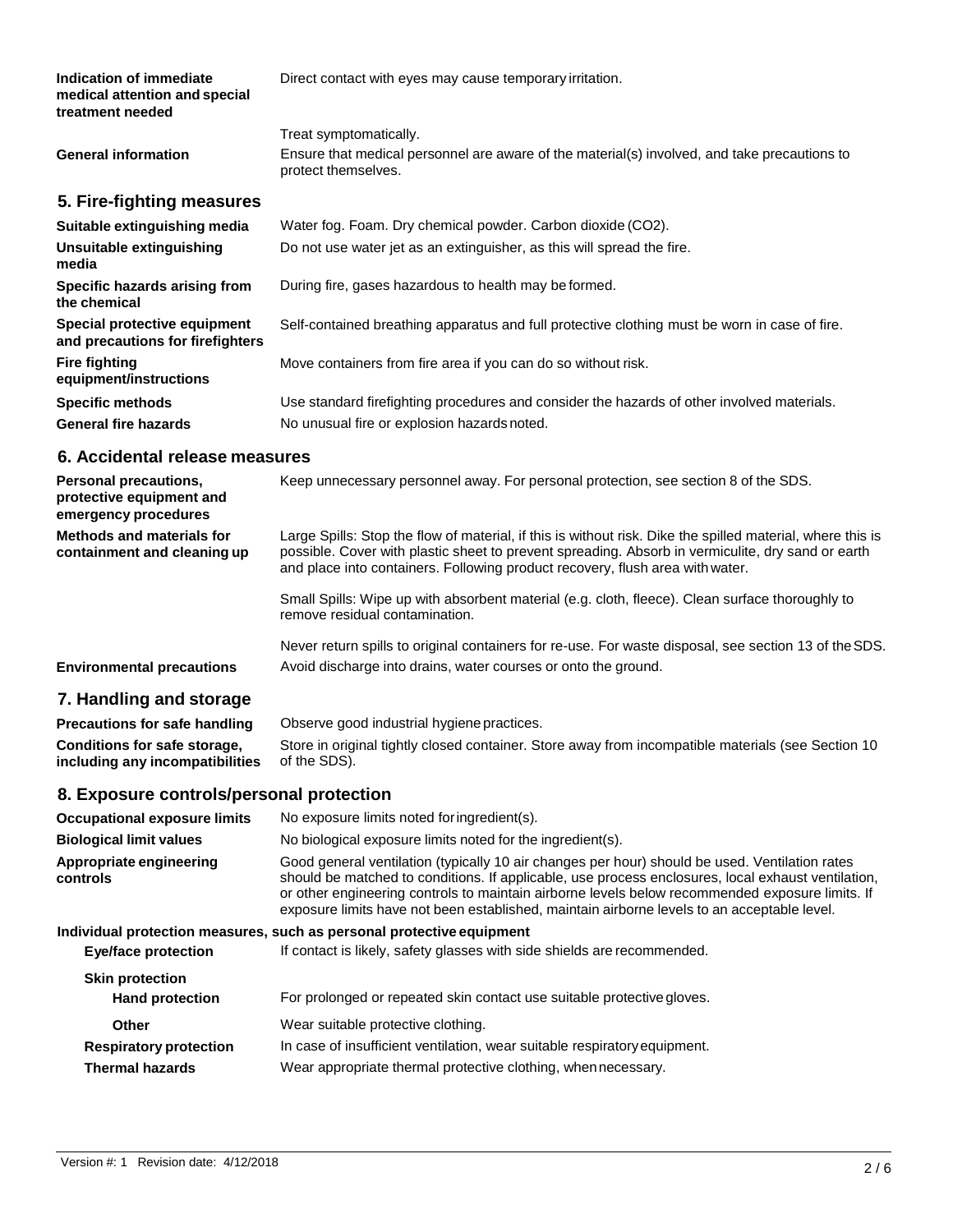| | |
|---|---|
| **Indication of immediate medical attention and special treatment needed** | Direct contact with eyes may cause temporary irritation. |
| | Treat symptomatically. |
| **General information** | Ensure that medical personnel are aware of the material(s) involved, and take precautions to protect themselves. |

## 5. Fire-fighting measures

| | |
|---|---|
| **Suitable extinguishing media** | Water fog. Foam. Dry chemical powder. Carbon dioxide ($CO_2$). |
| **Unsuitable extinguishing media** | Do not use water jet as an extinguisher, as this will spread the fire. |
| **Specific hazards arising from the chemical** | During fire, gases hazardous to health may be formed. |
| **Special protective equipment and precautions for firefighters** | Self-contained breathing apparatus and full protective clothing must be worn in case of fire. |
| **Fire fighting equipment/instructions** | Move containers from fire area if you can do so without risk. |
| **Specific methods** | Use standard firefighting procedures and consider the hazards of other involved materials. |
| **General fire hazards** | No unusual fire or explosion hazards noted. |

## 6. Accidental release measures

| | |
|---|---|
| **Personal precautions, protective equipment and emergency procedures** | Keep unnecessary personnel away. For personal protection, see section 8 of the SDS. |
| **Methods and materials for containment and cleaning up** | Large Spills: Stop the flow of material, if this is without risk. Dike the spilled material, where this is possible. Cover with plastic sheet to prevent spreading. Absorb in vermiculite, dry sand or earth and place into containers. Following product recovery, flush area with water.<br><br>Small Spills: Wipe up with absorbent material (e.g. cloth, fleece). Clean surface thoroughly to remove residual contamination.<br><br>Never return spills to original containers for re-use. For waste disposal, see section 13 of the SDS. |
| **Environmental precautions** | Avoid discharge into drains, water courses or onto the ground. |

## 7. Handling and storage

| | |
|---|---|
| **Precautions for safe handling** | Observe good industrial hygiene practices. |
| **Conditions for safe storage, including any incompatibilities** | Store in original tightly closed container. Store away from incompatible materials (see Section 10 of the SDS). |

## 8. Exposure controls/personal protection

| | |
|---|---|
| **Occupational exposure limits** | No exposure limits noted for ingredient(s). |
| **Biological limit values** | No biological exposure limits noted for the ingredient(s). |
| **Appropriate engineering controls** | Good general ventilation (typically 10 air changes per hour) should be used. Ventilation rates should be matched to conditions. If applicable, use process enclosures, local exhaust ventilation, or other engineering controls to maintain airborne levels below recommended exposure limits. If exposure limits have not been established, maintain airborne levels to an acceptable level. |

**Individual protection measures, such as personal protective equipment**

| | |
|---|---|
| **Eye/face protection** | If contact is likely, safety glasses with side shields are recommended. |
| **Skin protection** | |
| **Hand protection** | For prolonged or repeated skin contact use suitable protective gloves. |
| **Other** | Wear suitable protective clothing. |
| **Respiratory protection** | In case of insufficient ventilation, wear suitable respiratory equipment. |
| **Thermal hazards** | Wear appropriate thermal protective clothing, when necessary. |

Version #: 1 Revision date: 4/12/2018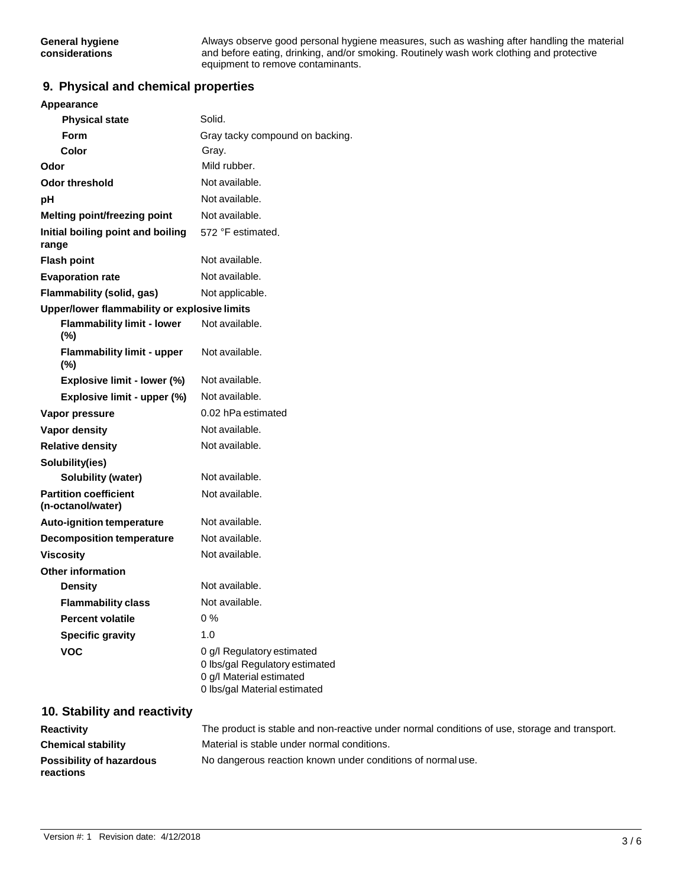| | |
|---|---|
| **General hygiene considerations** | Always observe good personal hygiene measures, such as washing after handling the material and before eating, drinking, and/or smoking. Routinely wash work clothing and protective equipment to remove contaminants. |

## 9. Physical and chemical properties

| | |
|---|---|
| **Appearance** | |
| **Physical state** | Solid. |
| **Form** | Gray tacky compound on backing. |
| **Color** | Gray. |
| **Odor** | Mild rubber. |
| **Odor threshold** | Not available. |
| **pH** | Not available. |
| **Melting point/freezing point** | Not available. |
| **Initial boiling point and boiling range** | 572 °F estimated. |
| **Flash point** | Not available. |
| **Evaporation rate** | Not available. |
| **Flammability (solid, gas)** | Not applicable. |
| **Upper/lower flammability or explosive limits** | |
| **Flammability limit - lower (%)** | Not available. |
| **Flammability limit - upper (%)** | Not available. |
| **Explosive limit - lower (%)** | Not available. |
| **Explosive limit - upper (%)** | Not available. |
| **Vapor pressure** | 0.02 hPa estimated |
| **Vapor density** | Not available. |
| **Relative density** | Not available. |
| **Solubility(ies)** | |
| **Solubility (water)** | Not available. |
| **Partition coefficient (n-octanol/water)** | Not available. |
| **Auto-ignition temperature** | Not available. |
| **Decomposition temperature** | Not available. |
| **Viscosity** | Not available. |
| **Other information** | |
| **Density** | Not available. |
| **Flammability class** | Not available. |
| **Percent volatile** | 0 % |
| **Specific gravity** | 1.0 |
| **VOC** | 0 g/l Regulatory estimated<br>0 lbs/gal Regulatory estimated<br>0 g/l Material estimated<br>0 lbs/gal Material estimated |

## 10. Stability and reactivity

| | |
|---|---|
| **Reactivity** | The product is stable and non-reactive under normal conditions of use, storage and transport. |
| **Chemical stability** | Material is stable under normal conditions. |
| **Possibility of hazardous reactions** | No dangerous reaction known under conditions of normal use. |

Version #: 1 Revision date: 4/12/2018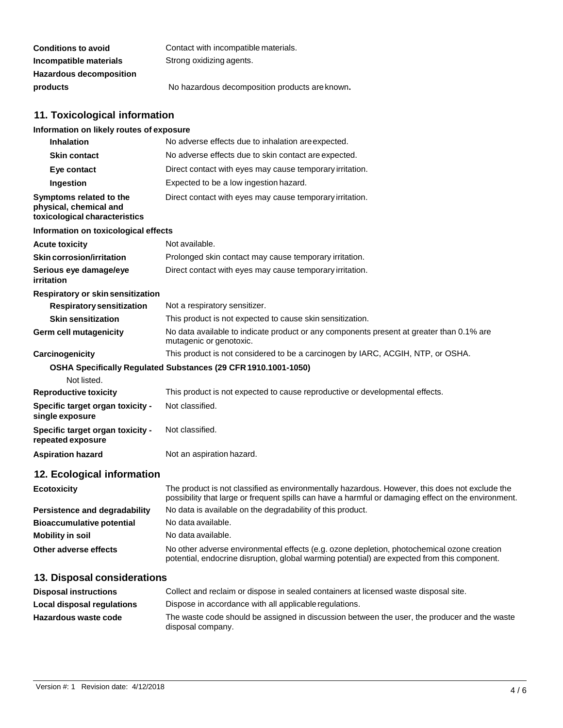| | |
|---|---|
| **Conditions to avoid** | Contact with incompatible materials. |
| **Incompatible materials** | Strong oxidizing agents. |
| **Hazardous decomposition products** | No hazardous decomposition products are known. |

## 11. Toxicological information

**Information on likely routes of exposure**

| | |
|---|---|
| **Inhalation** | No adverse effects due to inhalation are expected. |
| **Skin contact** | No adverse effects due to skin contact are expected. |
| **Eye contact** | Direct contact with eyes may cause temporary irritation. |
| **Ingestion** | Expected to be a low ingestion hazard. |
| **Symptoms related to the physical, chemical and toxicological characteristics** | Direct contact with eyes may cause temporary irritation. |

**Information on toxicological effects**

| | |
|---|---|
| **Acute toxicity** | Not available. |
| **Skin corrosion/irritation** | Prolonged skin contact may cause temporary irritation. |
| **Serious eye damage/eye irritation** | Direct contact with eyes may cause temporary irritation. |

**Respiratory or skin sensitization**

| | |
|---|---|
| **Respiratory sensitization** | Not a respiratory sensitizer. |
| **Skin sensitization** | This product is not expected to cause skin sensitization. |
| **Germ cell mutagenicity** | No data available to indicate product or any components present at greater than 0.1% are mutagenic or genotoxic. |
| **Carcinogenicity** | This product is not considered to be a carcinogen by IARC, ACGIH, NTP, or OSHA. |

**OSHA Specifically Regulated Substances (29 CFR 1910.1001-1050)**

Not listed.

| | |
|---|---|
| **Reproductive toxicity** | This product is not expected to cause reproductive or developmental effects. |
| **Specific target organ toxicity - single exposure** | Not classified. |
| **Specific target organ toxicity - repeated exposure** | Not classified. |
| **Aspiration hazard** | Not an aspiration hazard. |

## 12. Ecological information

| | |
|---|---|
| **Ecotoxicity** | The product is not classified as environmentally hazardous. However, this does not exclude the possibility that large or frequent spills can have a harmful or damaging effect on the environment. |
| **Persistence and degradability** | No data is available on the degradability of this product. |
| **Bioaccumulative potential** | No data available. |
| **Mobility in soil** | No data available. |
| **Other adverse effects** | No other adverse environmental effects (e.g. ozone depletion, photochemical ozone creation potential, endocrine disruption, global warming potential) are expected from this component. |

## 13. Disposal considerations

| | |
|---|---|
| **Disposal instructions** | Collect and reclaim or dispose in sealed containers at licensed waste disposal site. |
| **Local disposal regulations** | Dispose in accordance with all applicable regulations. |
| **Hazardous waste code** | The waste code should be assigned in discussion between the user, the producer and the waste disposal company. |

Version #: 1 Revision date: 4/12/2018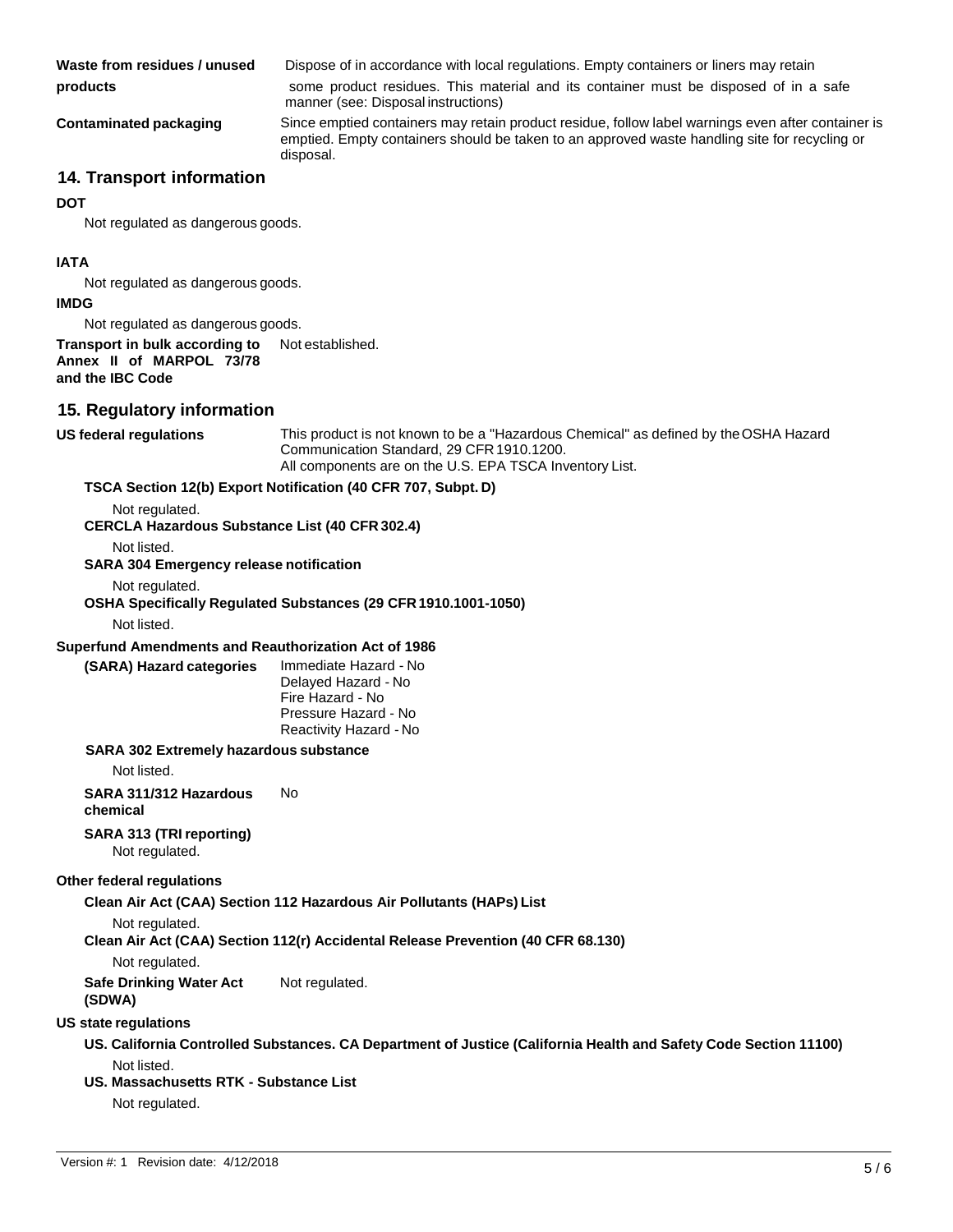**Waste from residues / unused products** Dispose of in accordance with local regulations. Empty containers or liners may retain some product residues. This material and its container must be disposed of in a safe manner (see: Disposal instructions)

**Contaminated packaging** Since emptied containers may retain product residue, follow label warnings even after container is emptied. Empty containers should be taken to an approved waste handling site for recycling or disposal.

## 14. Transport information

**DOT**

Not regulated as dangerous goods.

**IATA**

Not regulated as dangerous goods.

**IMDG**

Not regulated as dangerous goods.

**Transport in bulk according to Annex II of MARPOL 73/78 and the IBC Code** Not established.

## 15. Regulatory information

**US federal regulations** This product is not known to be a "Hazardous Chemical" as defined by the OSHA Hazard Communication Standard, 29 CFR 1910.1200.
All components are on the U.S. EPA TSCA Inventory List.

**TSCA Section 12(b) Export Notification (40 CFR 707, Subpt. D)**

Not regulated.

**CERCLA Hazardous Substance List (40 CFR 302.4)**

Not listed.

**SARA 304 Emergency release notification**

Not regulated.

**OSHA Specifically Regulated Substances (29 CFR 1910.1001-1050)**

Not listed.

**Superfund Amendments and Reauthorization Act of 1986**

**(SARA) Hazard categories** Immediate Hazard - No
Delayed Hazard - No
Fire Hazard - No
Pressure Hazard - No
Reactivity Hazard - No

**SARA 302 Extremely hazardous substance**

Not listed.

**SARA 311/312 Hazardous chemical** No

**SARA 313 (TRI reporting)**

Not regulated.

**Other federal regulations**

**Clean Air Act (CAA) Section 112 Hazardous Air Pollutants (HAPs) List**

Not regulated.

**Clean Air Act (CAA) Section 112(r) Accidental Release Prevention (40 CFR 68.130)**

Not regulated.

**Safe Drinking Water Act (SDWA)** Not regulated.

**US state regulations**

**US. California Controlled Substances. CA Department of Justice (California Health and Safety Code Section 11100)**

Not listed.

**US. Massachusetts RTK - Substance List**

Not regulated.

Version #: 1 Revision date: 4/12/2018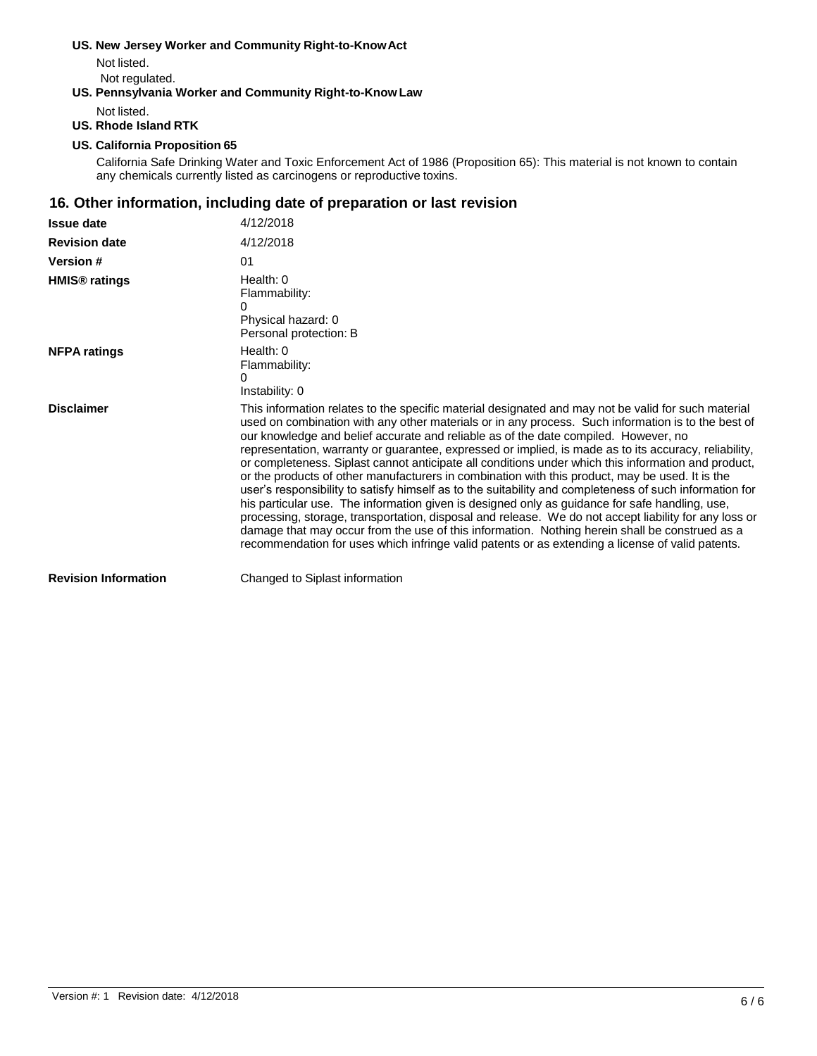**US. New Jersey Worker and Community Right-to-Know Act**

Not listed.

Not regulated.

**US. Pennsylvania Worker and Community Right-to-Know Law**

Not listed.

**US. Rhode Island RTK**

**US. California Proposition 65**

California Safe Drinking Water and Toxic Enforcement Act of 1986 (Proposition 65): This material is not known to contain any chemicals currently listed as carcinogens or reproductive toxins.

## 16. Other information, including date of preparation or last revision

| | |
|---|---|
| **Issue date** | 4/12/2018 |
| **Revision date** | 4/12/2018 |
| **Version #** | 01 |
| **HMIS® ratings** | Health: 0<br>Flammability: 0<br>Physical hazard: 0<br>Personal protection: B |
| **NFPA ratings** | Health: 0<br>Flammability: 0<br>Instability: 0 |
| **Disclaimer** | This information relates to the specific material designated and may not be valid for such material used on combination with any other materials or in any process. Such information is to the best of our knowledge and belief accurate and reliable as of the date compiled. However, no representation, warranty or guarantee, expressed or implied, is made as to its accuracy, reliability, or completeness. Siplast cannot anticipate all conditions under which this information and product, or the products of other manufacturers in combination with this product, may be used. It is the user's responsibility to satisfy himself as to the suitability and completeness of such information for his particular use. The information given is designed only as guidance for safe handling, use, processing, storage, transportation, disposal and release. We do not accept liability for any loss or damage that may occur from the use of this information. Nothing herein shall be construed as a recommendation for uses which infringe valid patents or as extending a license of valid patents. |
| **Revision Information** | Changed to Siplast information |